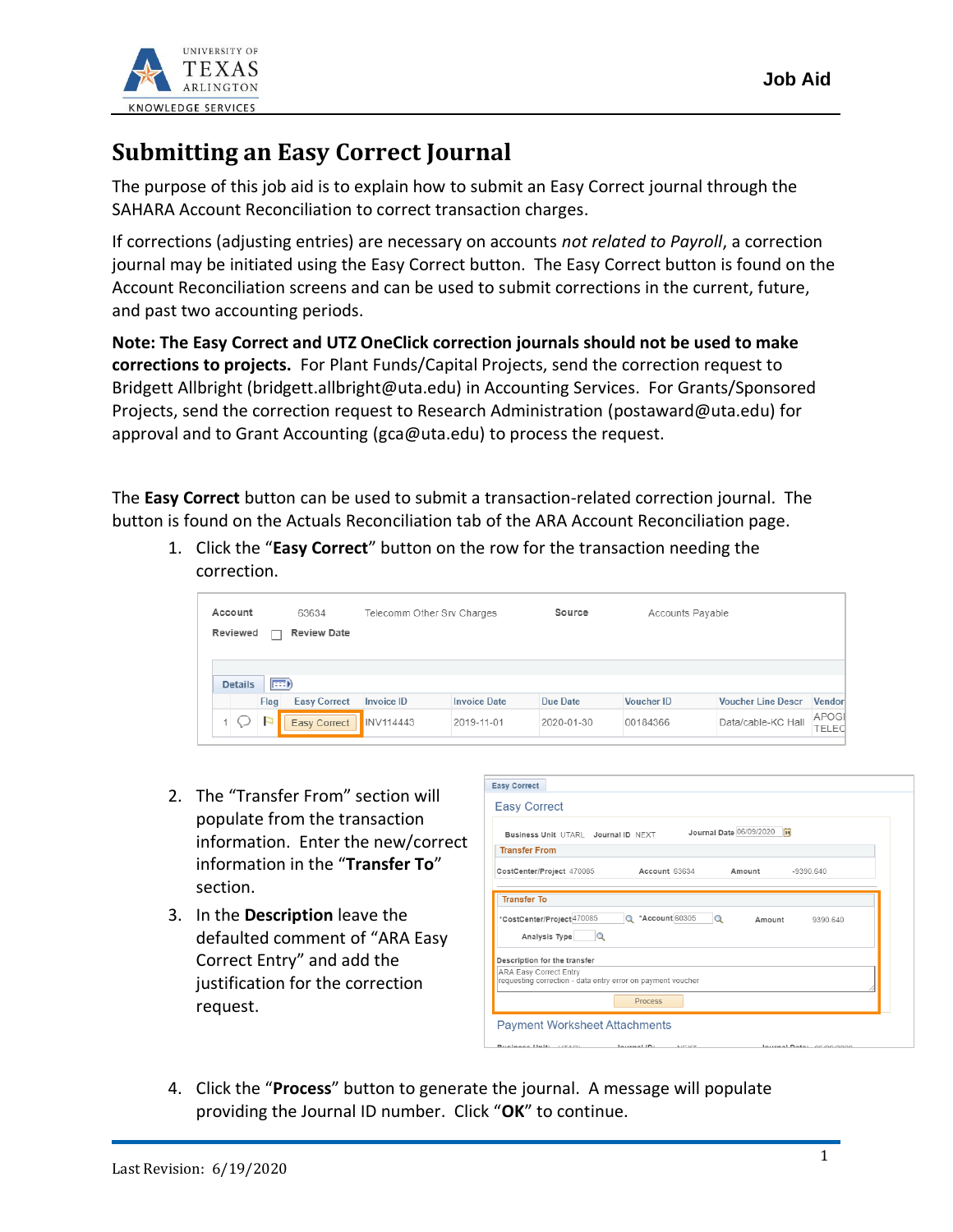# Submitting an Easy Correct Journal

The purpose of this job aid is to explain how to submit an Easy Correct journal through the SAHARA Account Reconciliation to correct transaction charges.

If corrections (adjusting entries) are necessary on accounts *not related to Payroll*, a correction journal may be initiated using the Easy Correct button. The Easy Correct button is found on the Account Reconciliation screens and can be used to submit corrections in the current, future, and past two accounting periods.

**Note: The Easy Correct and UTZ OneClick correction journals should not be used to make corrections to projects.** For Plant Funds/Capital Projects, send the correction request to Bridgett Allbright (bridgett.allbright@uta.edu) in Accounting Services. For Grants/Sponsored Projects, send the correction request to Research Administration (postaward@uta.edu) for approval and to Grant Accounting (gca@uta.edu) to process the request.

The **Easy Correct** button can be used to submit a transaction-related correction journal. The button is found on the Actuals Reconciliation tab of the ARA Account Reconciliation page.

1. Click the "**Easy Correct**" button on the row for the transaction needing the correction.

2. The "Transfer From" section will populate from the transaction information. Enter the new/correct information in the "**Transfer To**" section.

3. In the **Description** leave the defaulted comment of "ARA Easy Correct Entry" and add the justification for the correction request.

4. Click the "**Process**" button to generate the journal. A message will populate providing the Journal ID number. Click "**OK**" to continue.

Last Revision: 6/19/2020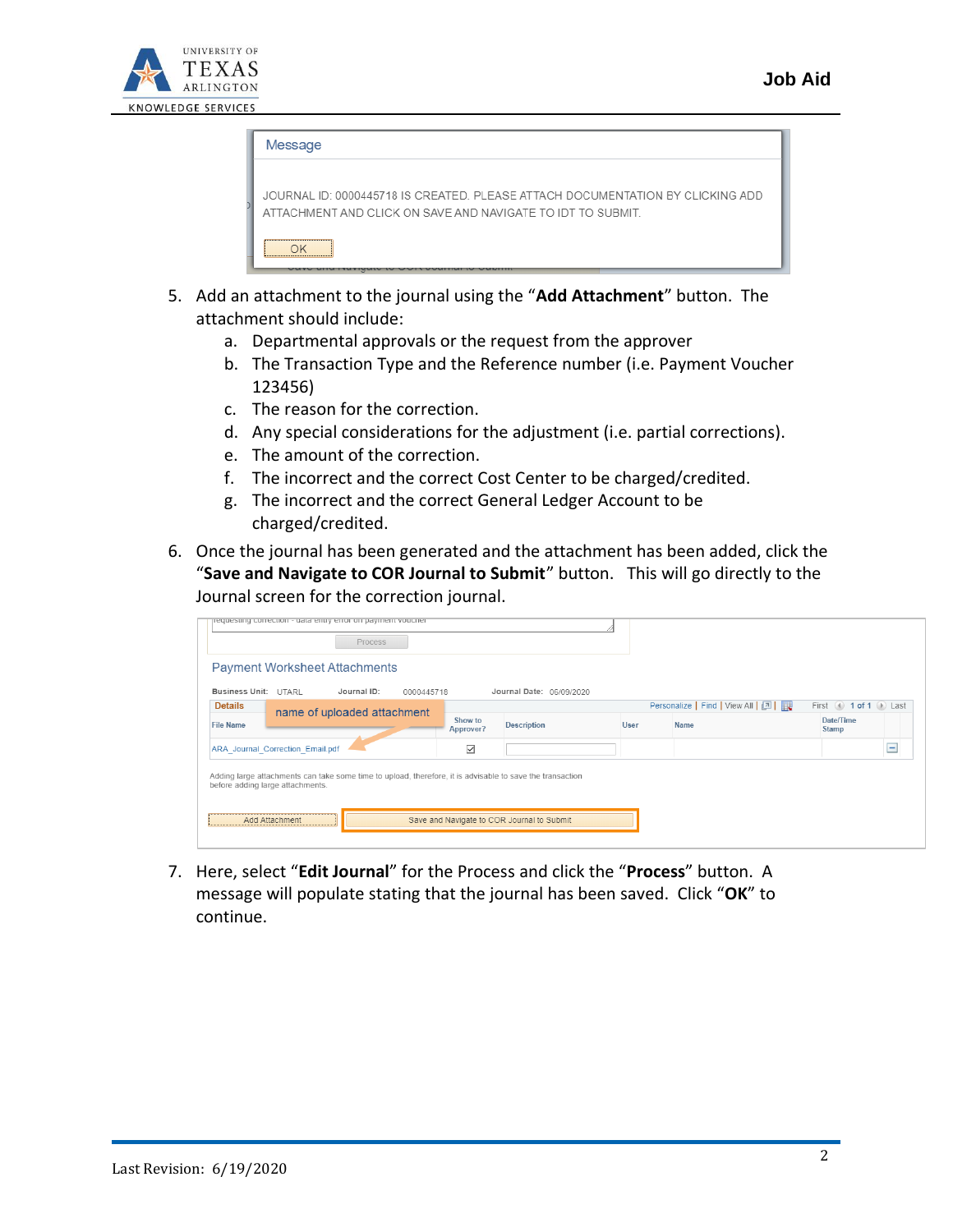5. Add an attachment to the journal using the "**Add Attachment**" button. The attachment should include:
    a. Departmental approvals or the request from the approver
    b. The Transaction Type and the Reference number (i.e. Payment Voucher 123456)
    c. The reason for the correction.
    d. Any special considerations for the adjustment (i.e. partial corrections).
    e. The amount of the correction.
    f. The incorrect and the correct Cost Center to be charged/credited.
    g. The incorrect and the correct General Ledger Account to be charged/credited.
6. Once the journal has been generated and the attachment has been added, click the "**Save and Navigate to COR Journal to Submit**" button. This will go directly to the Journal screen for the correction journal.
7. Here, select "**Edit Journal**" for the Process and click the "**Process**" button. A message will populate stating that the journal has been saved. Click "**OK**" to continue.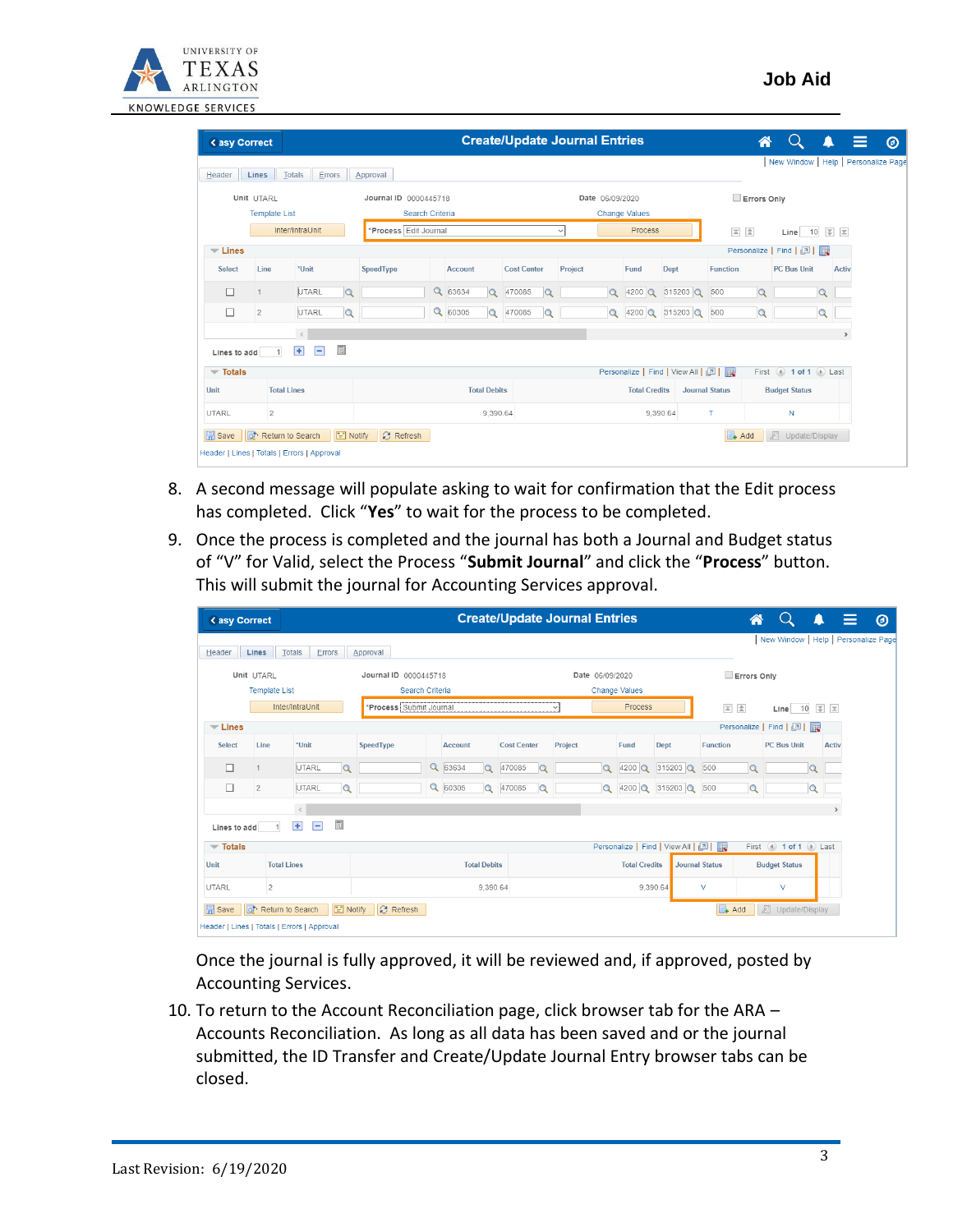8. A second message will populate asking to wait for confirmation that the Edit process has completed. Click "**Yes**" to wait for the process to be completed.
9. Once the process is completed and the journal has both a Journal and Budget status of "V" for Valid, select the Process "**Submit Journal**" and click the "**Process**" button. This will submit the journal for Accounting Services approval.

   Once the journal is fully approved, it will be reviewed and, if approved, posted by Accounting Services.
10. To return to the Account Reconciliation page, click browser tab for the ARA – Accounts Reconciliation. As long as all data has been saved and or the journal submitted, the ID Transfer and Create/Update Journal Entry browser tabs can be closed.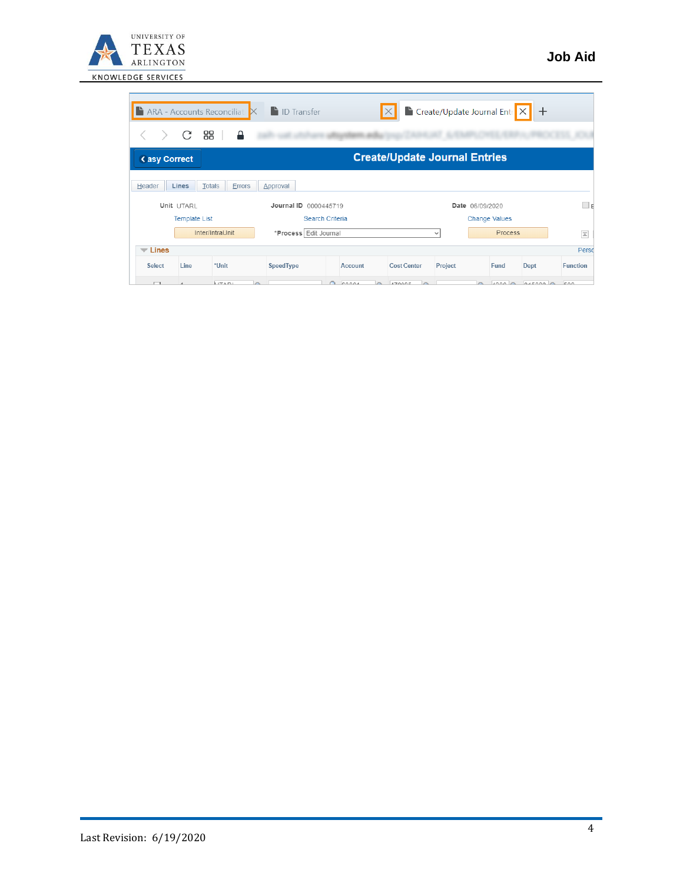ARA - Accounts Reconciliat | ID Transfer | Create/Update Journal Ent

Easy Correct

Create/Update Journal Entries

Header | Lines | Totals | Errors | Approval

Unit UTARL

Journal ID 0000445719

Date 06/09/2020

Template List

Search Criteria

Change Values

Inter/IntraUnit

*Process Edit Journal

Process

Lines

| Select | Line | *Unit | SpeedType | Account | Cost Center | Project | Fund | Dept | Function |
|---|---|---|---|---|---|---|---|---|---|